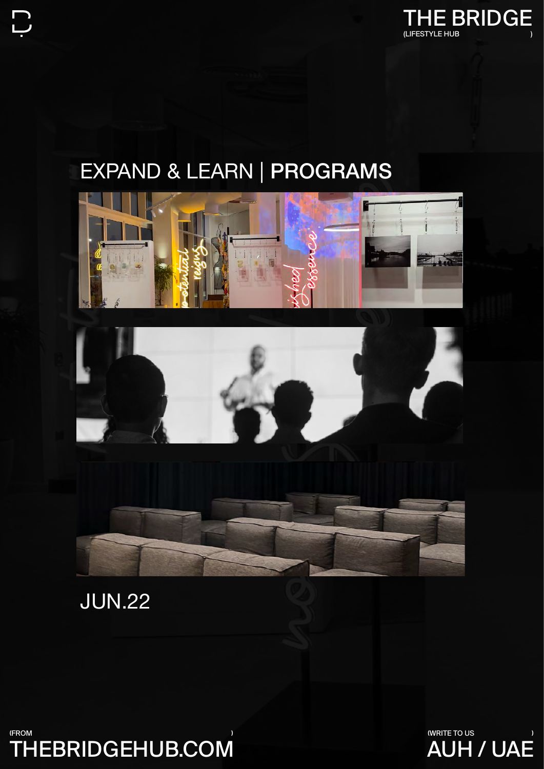# THE BRIDGE

(LIFESTYLE HUB )

## EXPAND & LEARN | **PROGRAMS**

JUN.22

(FROM )

THEBRIDGEHUB.COM

(WRITE TO US )

AUH / UAE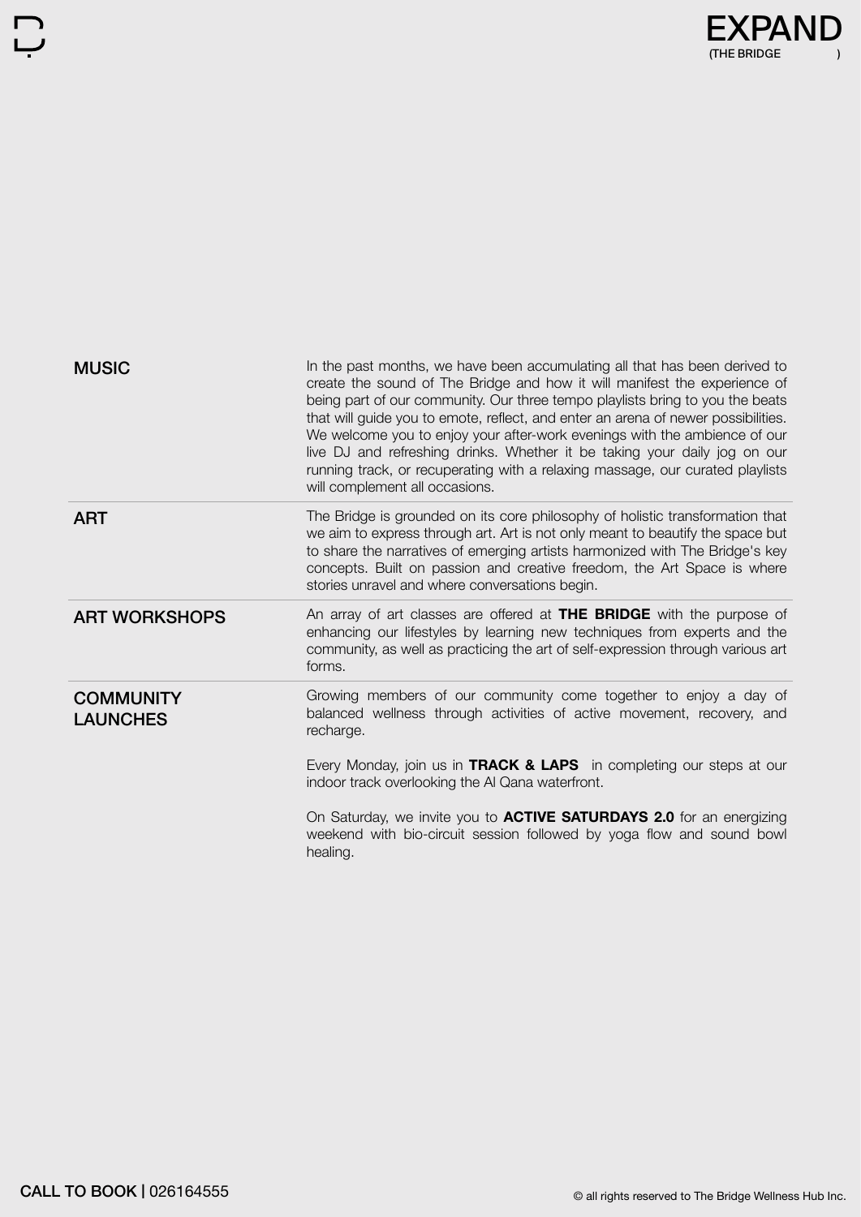## MUSIC

In the past months, we have been accumulating all that has been derived to create the sound of The Bridge and how it will manifest the experience of being part of our community. Our three tempo playlists bring to you the beats that will guide you to emote, reflect, and enter an arena of newer possibilities. We welcome you to enjoy your after-work evenings with the ambience of our live DJ and refreshing drinks. Whether it be taking your daily jog on our running track, or recuperating with a relaxing massage, our curated playlists will complement all occasions.

## ART

The Bridge is grounded on its core philosophy of holistic transformation that we aim to express through art. Art is not only meant to beautify the space but to share the narratives of emerging artists harmonized with The Bridge's key concepts. Built on passion and creative freedom, the Art Space is where stories unravel and where conversations begin.

## ART WORKSHOPS

An array of art classes are offered at **THE BRIDGE** with the purpose of enhancing our lifestyles by learning new techniques from experts and the community, as well as practicing the art of self-expression through various art forms.

## COMMUNITY LAUNCHES

Growing members of our community come together to enjoy a day of balanced wellness through activities of active movement, recovery, and recharge.

Every Monday, join us in **TRACK & LAPS** in completing our steps at our indoor track overlooking the Al Qana waterfront.

On Saturday, we invite you to **ACTIVE SATURDAYS 2.0** for an energizing weekend with bio-circuit session followed by yoga flow and sound bowl healing.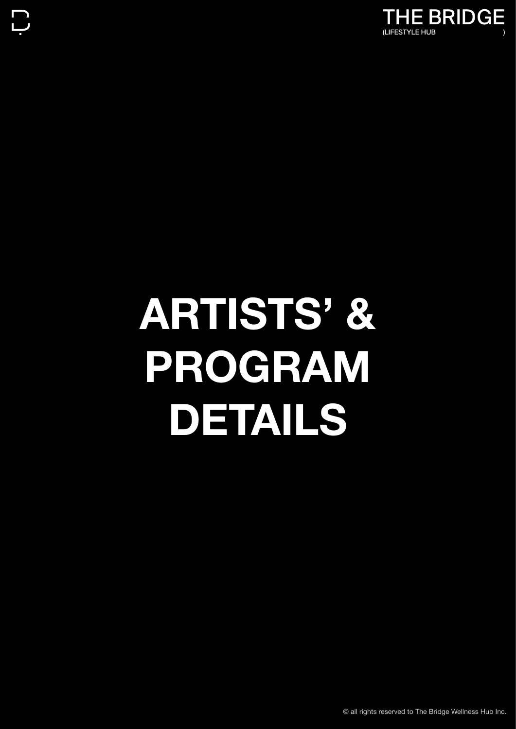# ARTISTS' & PROGRAM DETAILS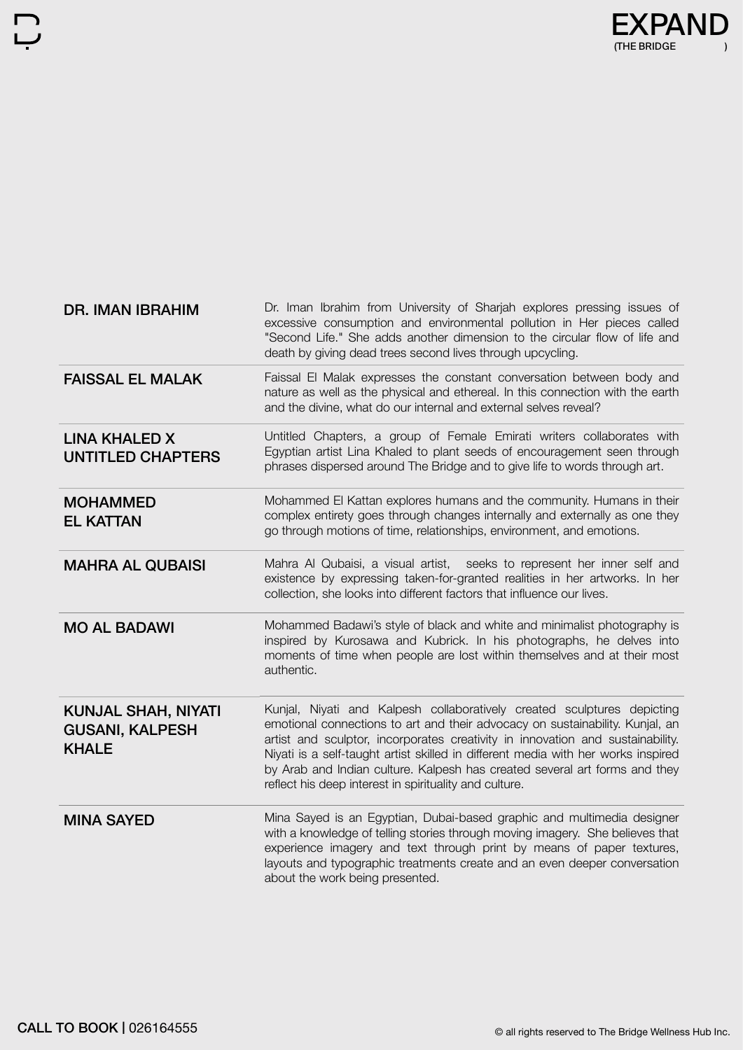| | |
|---|---|
| **DR. IMAN IBRAHIM** | Dr. Iman Ibrahim from University of Sharjah explores pressing issues of excessive consumption and environmental pollution in Her pieces called "Second Life." She adds another dimension to the circular flow of life and death by giving dead trees second lives through upcycling. |
| **FAISSAL EL MALAK** | Faissal El Malak expresses the constant conversation between body and nature as well as the physical and ethereal. In this connection with the earth and the divine, what do our internal and external selves reveal? |
| **LINA KHALED X UNTITLED CHAPTERS** | Untitled Chapters, a group of Female Emirati writers collaborates with Egyptian artist Lina Khaled to plant seeds of encouragement seen through phrases dispersed around The Bridge and to give life to words through art. |
| **MOHAMMED EL KATTAN** | Mohammed El Kattan explores humans and the community. Humans in their complex entirety goes through changes internally and externally as one they go through motions of time, relationships, environment, and emotions. |
| **MAHRA AL QUBAISI** | Mahra Al Qubaisi, a visual artist, seeks to represent her inner self and existence by expressing taken-for-granted realities in her artworks. In her collection, she looks into different factors that influence our lives. |
| **MO AL BADAWI** | Mohammed Badawi's style of black and white and minimalist photography is inspired by Kurosawa and Kubrick. In his photographs, he delves into moments of time when people are lost within themselves and at their most authentic. |
| **KUNJAL SHAH, NIYATI GUSANI, KALPESH KHALE** | Kunjal, Niyati and Kalpesh collaboratively created sculptures depicting emotional connections to art and their advocacy on sustainability. Kunjal, an artist and sculptor, incorporates creativity in innovation and sustainability. Niyati is a self-taught artist skilled in different media with her works inspired by Arab and Indian culture. Kalpesh has created several art forms and they reflect his deep interest in spirituality and culture. |
| **MINA SAYED** | Mina Sayed is an Egyptian, Dubai-based graphic and multimedia designer with a knowledge of telling stories through moving imagery. She believes that experience imagery and text through print by means of paper textures, layouts and typographic treatments create and an even deeper conversation about the work being presented. |

**CALL TO BOOK |** 026164555

© all rights reserved to The Bridge Wellness Hub Inc.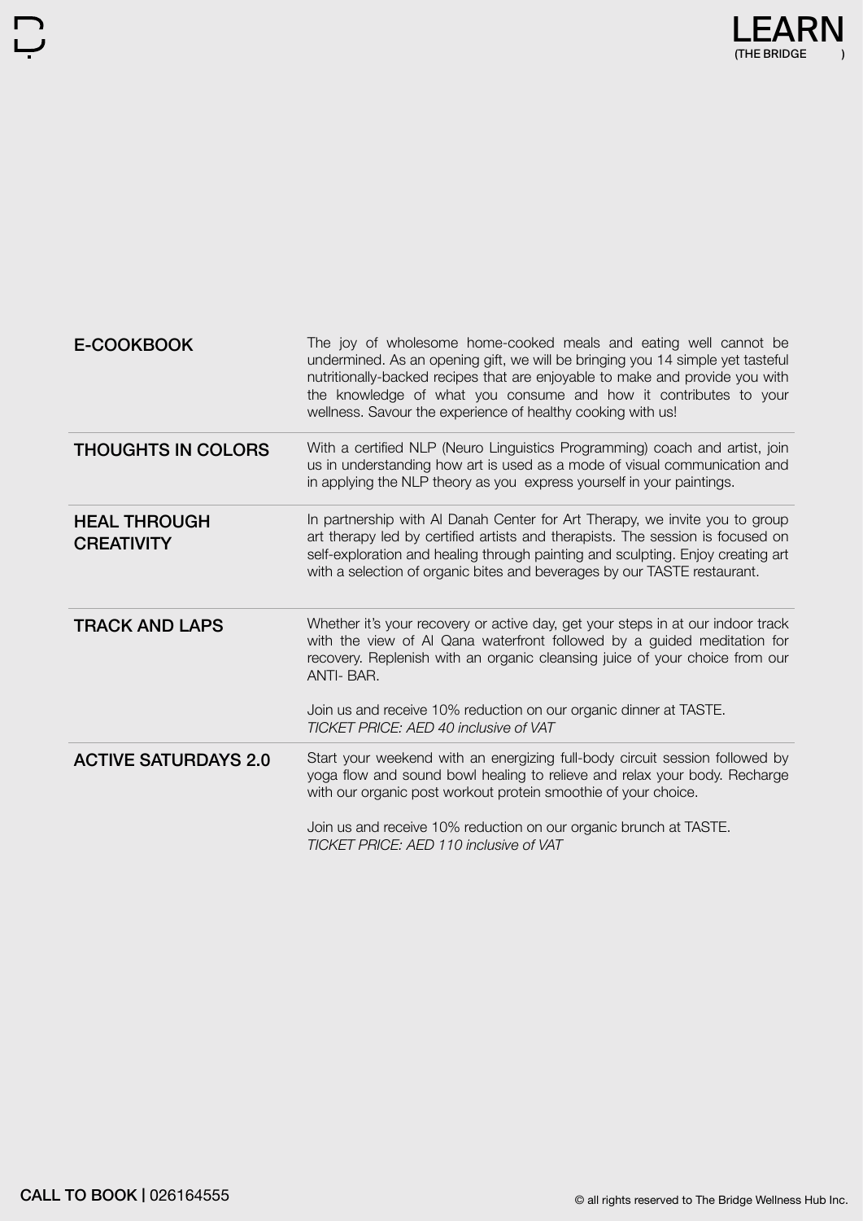# LEARN
(THE BRIDGE )

| | |
|---|---|
| **E-COOKBOOK** | The joy of wholesome home-cooked meals and eating well cannot be undermined. As an opening gift, we will be bringing you 14 simple yet tasteful nutritionally-backed recipes that are enjoyable to make and provide you with the knowledge of what you consume and how it contributes to your wellness. Savour the experience of healthy cooking with us! |
| **THOUGHTS IN COLORS** | With a certified NLP (Neuro Linguistics Programming) coach and artist, join us in understanding how art is used as a mode of visual communication and in applying the NLP theory as you express yourself in your paintings. |
| **HEAL THROUGH CREATIVITY** | In partnership with Al Danah Center for Art Therapy, we invite you to group art therapy led by certified artists and therapists. The session is focused on self-exploration and healing through painting and sculpting. Enjoy creating art with a selection of organic bites and beverages by our TASTE restaurant. |
| **TRACK AND LAPS** | Whether it's your recovery or active day, get your steps in at our indoor track with the view of Al Qana waterfront followed by a guided meditation for recovery. Replenish with an organic cleansing juice of your choice from our ANTI- BAR.<br><br>Join us and receive 10% reduction on our organic dinner at TASTE.<br>*TICKET PRICE: AED 40 inclusive of VAT* |
| **ACTIVE SATURDAYS 2.0** | Start your weekend with an energizing full-body circuit session followed by yoga flow and sound bowl healing to relieve and relax your body. Recharge with our organic post workout protein smoothie of your choice.<br><br>Join us and receive 10% reduction on our organic brunch at TASTE.<br>*TICKET PRICE: AED 110 inclusive of VAT* |

**CALL TO BOOK |** 026164555

© all rights reserved to The Bridge Wellness Hub Inc.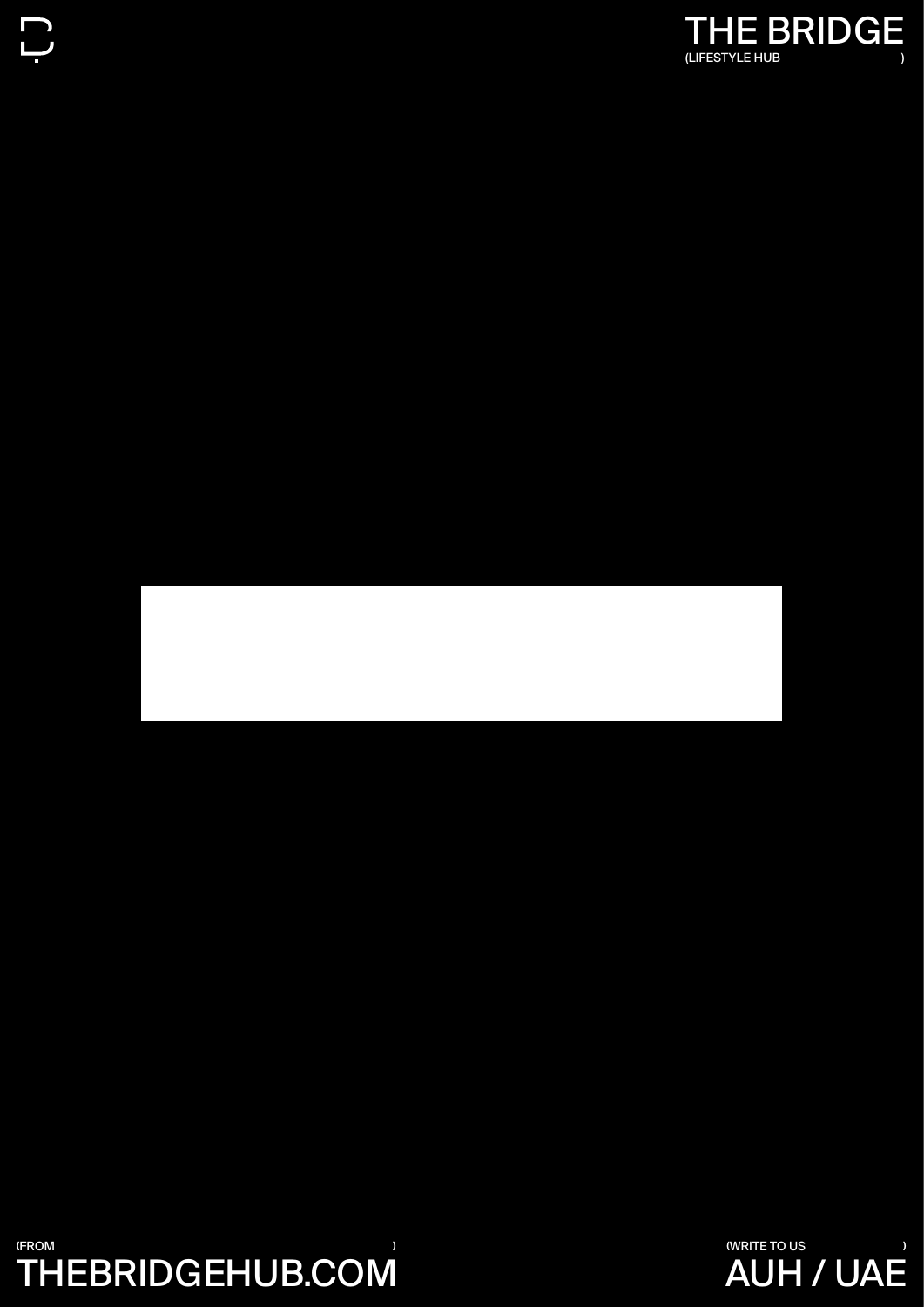THE BRIDGE
(LIFESTYLE HUB )

(FROM )
THEBRIDGEHUB.COM

(WRITE TO US )
AUH / UAE